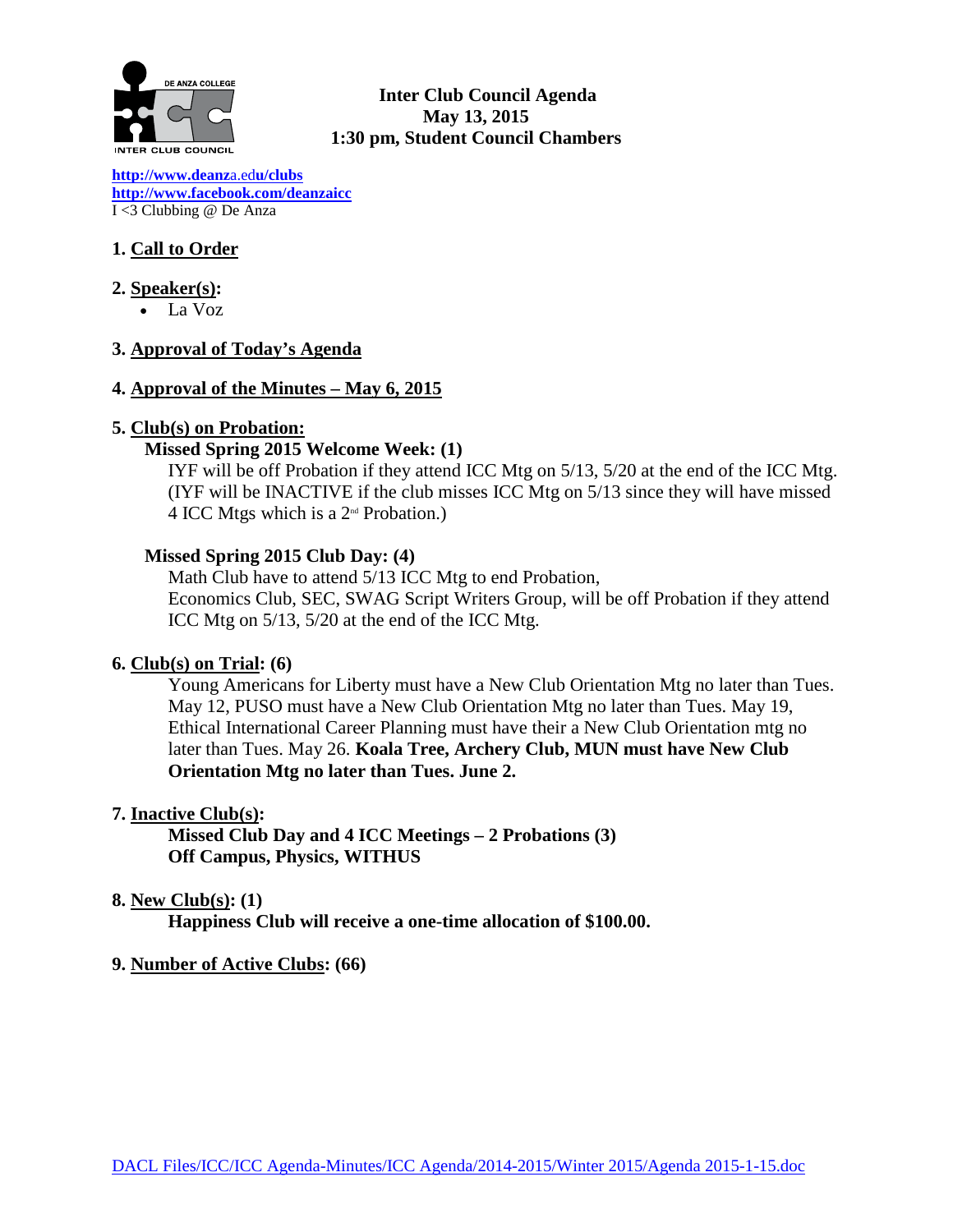**Inter Club Council Agenda**
**May 13, 2015**
**1:30 pm, Student Council Chambers**

http://www.deanza.edu/clubs
http://www.facebook.com/deanzaicc
I <3 Clubbing @ De Anza

**1. Call to Order**

**2. Speaker(s):**

- La Voz

**3. Approval of Today's Agenda**

**4. Approval of the Minutes – May 6, 2015**

**5. Club(s) on Probation:**

**Missed Spring 2015 Welcome Week: (1)**

IYF will be off Probation if they attend ICC Mtg on 5/13, 5/20 at the end of the ICC Mtg. (IYF will be INACTIVE if the club misses ICC Mtg on 5/13 since they will have missed 4 ICC Mtgs which is a 2nd Probation.)

**Missed Spring 2015 Club Day: (4)**

Math Club have to attend 5/13 ICC Mtg to end Probation,
Economics Club, SEC, SWAG Script Writers Group, will be off Probation if they attend ICC Mtg on 5/13, 5/20 at the end of the ICC Mtg.

**6. Club(s) on Trial: (6)**

Young Americans for Liberty must have a New Club Orientation Mtg no later than Tues. May 12, PUSO must have a New Club Orientation Mtg no later than Tues. May 19, Ethical International Career Planning must have their a New Club Orientation mtg no later than Tues. May 26. **Koala Tree, Archery Club, MUN must have New Club Orientation Mtg no later than Tues. June 2.**

**7. Inactive Club(s):**

**Missed Club Day and 4 ICC Meetings – 2 Probations (3)**
**Off Campus, Physics, WITHUS**

**8. New Club(s): (1)**

**Happiness Club will receive a one-time allocation of $100.00.**

**9. Number of Active Clubs: (66)**

DACL Files/ICC/ICC Agenda-Minutes/ICC Agenda/2014-2015/Winter 2015/Agenda 2015-1-15.doc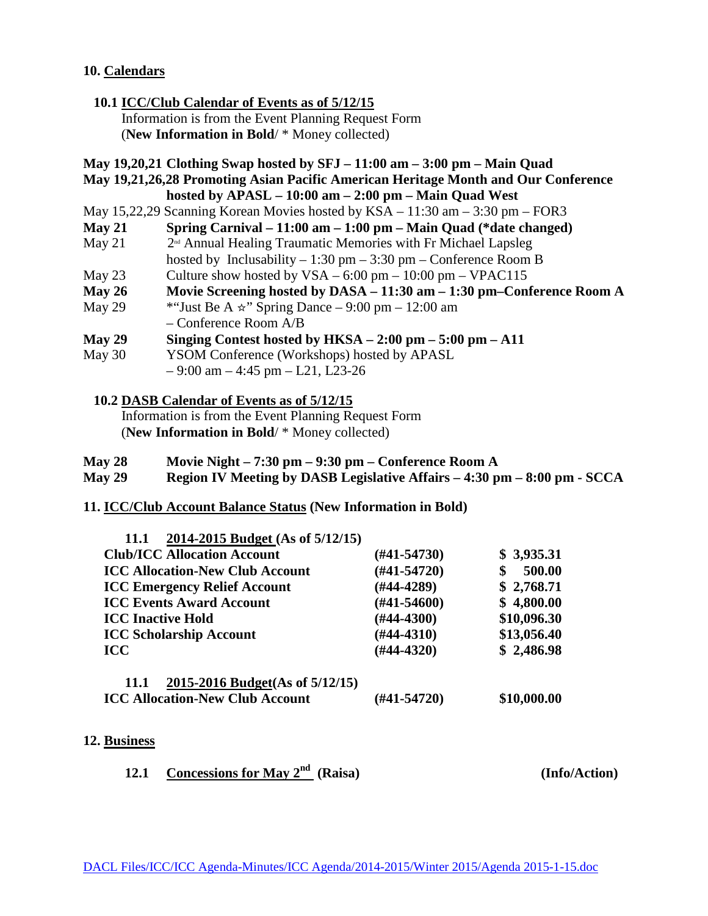## 10. Calendars

### 10.1 ICC/Club Calendar of Events as of 5/12/15

Information is from the Event Planning Request Form
(**New Information in Bold**/ * Money collected)

**May 19,20,21 Clothing Swap hosted by SFJ – 11:00 am – 3:00 pm – Main Quad**

**May 19,21,26,28 Promoting Asian Pacific American Heritage Month and Our Conference hosted by APASL – 10:00 am – 2:00 pm – Main Quad West**

May 15,22,29 Scanning Korean Movies hosted by KSA – 11:30 am – 3:30 pm – FOR3

**May 21 Spring Carnival – 11:00 am – 1:00 pm – Main Quad (*date changed)**

May 21 2nd Annual Healing Traumatic Memories with Fr Michael Lapsleg hosted by Inclusability – 1:30 pm – 3:30 pm – Conference Room B

May 23 Culture show hosted by VSA – 6:00 pm – 10:00 pm – VPAC115

**May 26 Movie Screening hosted by DASA – 11:30 am – 1:30 pm–Conference Room A**

May 29 *"Just Be A ☆" Spring Dance – 9:00 pm – 12:00 am – Conference Room A/B

**May 29 Singing Contest hosted by HKSA – 2:00 pm – 5:00 pm – A11**

May 30 YSOM Conference (Workshops) hosted by APASL – 9:00 am – 4:45 pm – L21, L23-26

### 10.2 DASB Calendar of Events as of 5/12/15

Information is from the Event Planning Request Form
(**New Information in Bold**/ * Money collected)

**May 28 Movie Night – 7:30 pm – 9:30 pm – Conference Room A**

**May 29 Region IV Meeting by DASB Legislative Affairs – 4:30 pm – 8:00 pm - SCCA**

## 11. ICC/Club Account Balance Status (New Information in Bold)

### 11.1 2014-2015 Budget (As of 5/12/15)

| Account | Number | Balance |
|---|---|---|
| **Club/ICC Allocation Account** | **(#41-54730)** | **$ 3,935.31** |
| **ICC Allocation-New Club Account** | **(#41-54720)** | **$ 500.00** |
| **ICC Emergency Relief Account** | **(#44-4289)** | **$ 2,768.71** |
| **ICC Events Award Account** | **(#41-54600)** | **$ 4,800.00** |
| **ICC Inactive Hold** | **(#44-4300)** | **$10,096.30** |
| **ICC Scholarship Account** | **(#44-4310)** | **$13,056.40** |
| **ICC** | **(#44-4320)** | **$ 2,486.98** |

### 11.1 2015-2016 Budget(As of 5/12/15)

| Account | Number | Balance |
|---|---|---|
| **ICC Allocation-New Club Account** | **(#41-54720)** | **$10,000.00** |

## 12. Business

**12.1 Concessions for May 2nd (Raisa) (Info/Action)**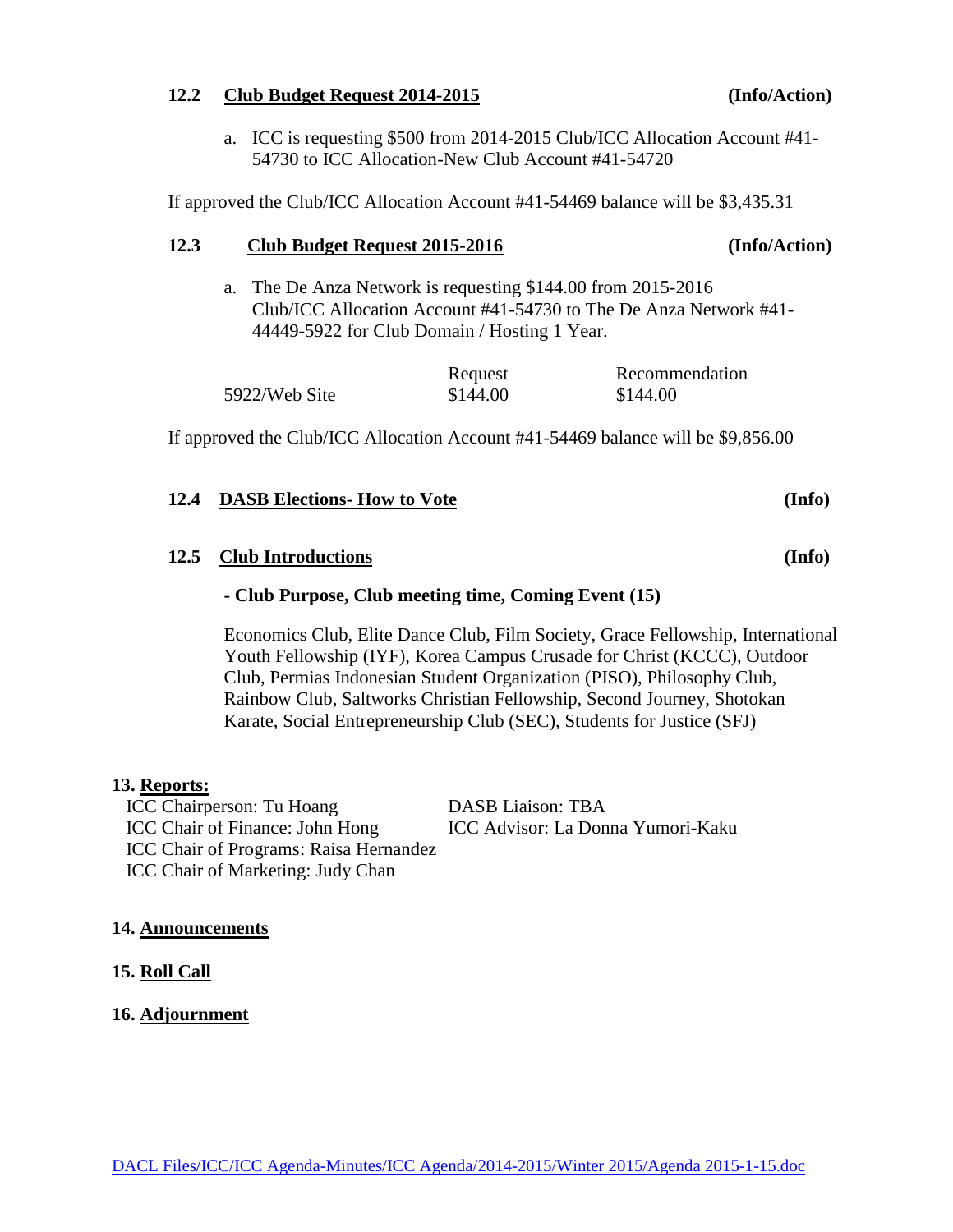**12.2 Club Budget Request 2014-2015 (Info/Action)**

a. ICC is requesting $500 from 2014-2015 Club/ICC Allocation Account #41-54730 to ICC Allocation-New Club Account #41-54720

If approved the Club/ICC Allocation Account #41-54469 balance will be $3,435.31

**12.3 Club Budget Request 2015-2016 (Info/Action)**

a. The De Anza Network is requesting $144.00 from 2015-2016 Club/ICC Allocation Account #41-54730 to The De Anza Network #41-44449-5922 for Club Domain / Hosting 1 Year.

| | Request | Recommendation |
|---|---|---|
| 5922/Web Site | $144.00 | $144.00 |

If approved the Club/ICC Allocation Account #41-54469 balance will be $9,856.00

**12.4 DASB Elections- How to Vote (Info)**

**12.5 Club Introductions (Info)**

**- Club Purpose, Club meeting time, Coming Event (15)**

Economics Club, Elite Dance Club, Film Society, Grace Fellowship, International Youth Fellowship (IYF), Korea Campus Crusade for Christ (KCCC), Outdoor Club, Permias Indonesian Student Organization (PISO), Philosophy Club, Rainbow Club, Saltworks Christian Fellowship, Second Journey, Shotokan Karate, Social Entrepreneurship Club (SEC), Students for Justice (SFJ)

**13. Reports:**

ICC Chairperson: Tu Hoang
ICC Chair of Finance: John Hong
ICC Chair of Programs: Raisa Hernandez
ICC Chair of Marketing: Judy Chan
DASB Liaison: TBA
ICC Advisor: La Donna Yumori-Kaku

**14. Announcements**

**15. Roll Call**

**16. Adjournment**

DACL Files/ICC/ICC Agenda-Minutes/ICC Agenda/2014-2015/Winter 2015/Agenda 2015-1-15.doc